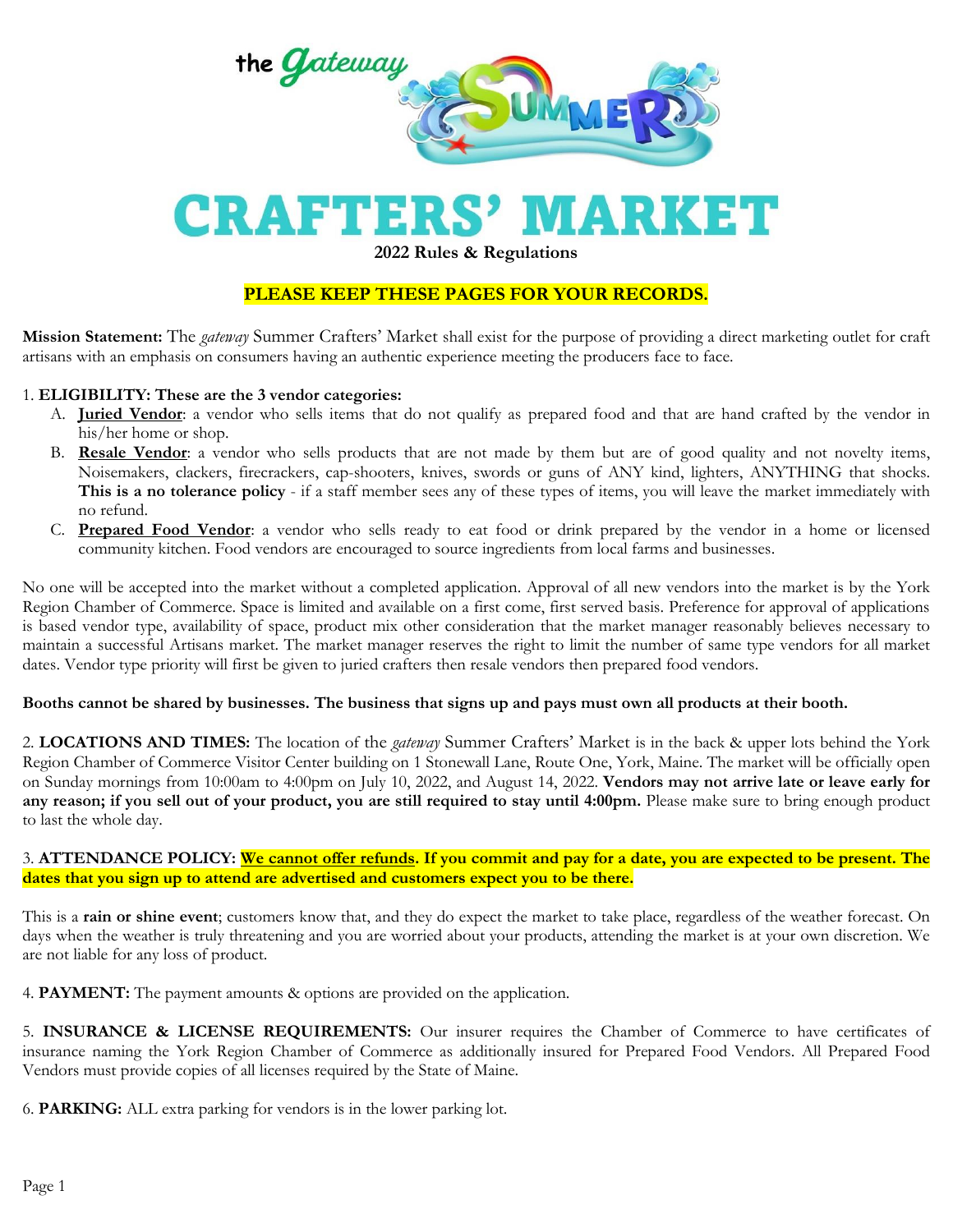# the *gateway* SUMMER CRAFTERS' MARKET

**2022 Rules & Regulations**

**PLEASE KEEP THESE PAGES FOR YOUR RECORDS.**

**Mission Statement:** The *gateway* Summer Crafters' Market shall exist for the purpose of providing a direct marketing outlet for craft artisans with an emphasis on consumers having an authentic experience meeting the producers face to face.

1. **ELIGIBILITY: These are the 3 vendor categories:**
   A. **Juried Vendor**: a vendor who sells items that do not qualify as prepared food and that are hand crafted by the vendor in his/her home or shop.
   B. **Resale Vendor**: a vendor who sells products that are not made by them but are of good quality and not novelty items, Noisemakers, clackers, firecrackers, cap-shooters, knives, swords or guns of ANY kind, lighters, ANYTHING that shocks. **This is a no tolerance policy** - if a staff member sees any of these types of items, you will leave the market immediately with no refund.
   C. **Prepared Food Vendor**: a vendor who sells ready to eat food or drink prepared by the vendor in a home or licensed community kitchen. Food vendors are encouraged to source ingredients from local farms and businesses.

No one will be accepted into the market without a completed application. Approval of all new vendors into the market is by the York Region Chamber of Commerce. Space is limited and available on a first come, first served basis. Preference for approval of applications is based vendor type, availability of space, product mix other consideration that the market manager reasonably believes necessary to maintain a successful Artisans market. The market manager reserves the right to limit the number of same type vendors for all market dates. Vendor type priority will first be given to juried crafters then resale vendors then prepared food vendors.

**Booths cannot be shared by businesses. The business that signs up and pays must own all products at their booth.**

2. **LOCATIONS AND TIMES:** The location of the *gateway* Summer Crafters' Market is in the back & upper lots behind the York Region Chamber of Commerce Visitor Center building on 1 Stonewall Lane, Route One, York, Maine. The market will be officially open on Sunday mornings from 10:00am to 4:00pm on July 10, 2022, and August 14, 2022. **Vendors may not arrive late or leave early for any reason; if you sell out of your product, you are still required to stay until 4:00pm.** Please make sure to bring enough product to last the whole day.

3. **ATTENDANCE POLICY: We cannot offer refunds. If you commit and pay for a date, you are expected to be present. The dates that you sign up to attend are advertised and customers expect you to be there.**

This is a **rain or shine event**; customers know that, and they do expect the market to take place, regardless of the weather forecast. On days when the weather is truly threatening and you are worried about your products, attending the market is at your own discretion. We are not liable for any loss of product.

4. **PAYMENT:** The payment amounts & options are provided on the application.

5. **INSURANCE & LICENSE REQUIREMENTS:** Our insurer requires the Chamber of Commerce to have certificates of insurance naming the York Region Chamber of Commerce as additionally insured for Prepared Food Vendors. All Prepared Food Vendors must provide copies of all licenses required by the State of Maine.

6. **PARKING:** ALL extra parking for vendors is in the lower parking lot.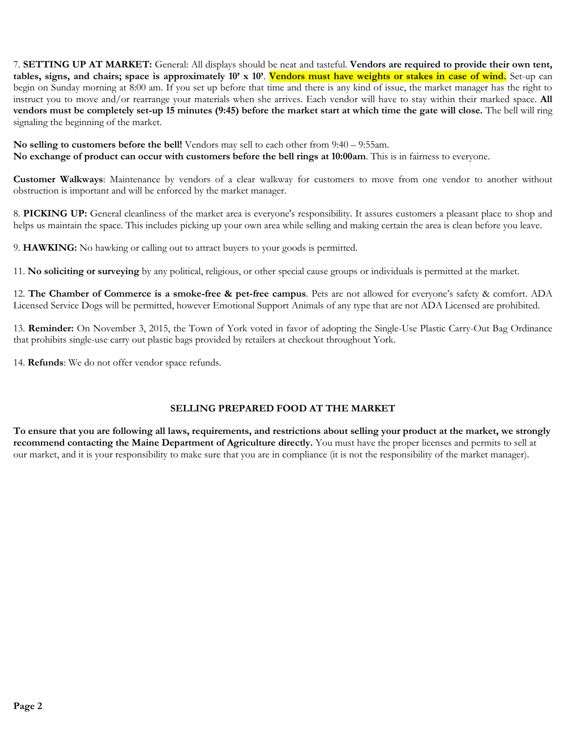7. **SETTING UP AT MARKET:** General: All displays should be neat and tasteful. **Vendors are required to provide their own tent, tables, signs, and chairs; space is approximately 10' x 10'**. **Vendors must have weights or stakes in case of wind.** Set-up can begin on Sunday morning at 8:00 am. If you set up before that time and there is any kind of issue, the market manager has the right to instruct you to move and/or rearrange your materials when she arrives. Each vendor will have to stay within their marked space. **All vendors must be completely set-up 15 minutes (9:45) before the market start at which time the gate will close.** The bell will ring signaling the beginning of the market.

**No selling to customers before the bell!** Vendors may sell to each other from 9:40 – 9:55am.
**No exchange of product can occur with customers before the bell rings at 10:00am**. This is in fairness to everyone.

**Customer Walkways**: Maintenance by vendors of a clear walkway for customers to move from one vendor to another without obstruction is important and will be enforced by the market manager.

8. **PICKING UP:** General cleanliness of the market area is everyone's responsibility. It assures customers a pleasant place to shop and helps us maintain the space. This includes picking up your own area while selling and making certain the area is clean before you leave.

9. **HAWKING:** No hawking or calling out to attract buyers to your goods is permitted.

11. **No soliciting or surveying** by any political, religious, or other special cause groups or individuals is permitted at the market.

12. **The Chamber of Commerce is a smoke-free & pet-free campus**. Pets are not allowed for everyone's safety & comfort. ADA Licensed Service Dogs will be permitted, however Emotional Support Animals of any type that are not ADA Licensed are prohibited.

13. **Reminder:** On November 3, 2015, the Town of York voted in favor of adopting the Single-Use Plastic Carry-Out Bag Ordinance that prohibits single-use carry out plastic bags provided by retailers at checkout throughout York.

14. **Refunds**: We do not offer vendor space refunds.

## SELLING PREPARED FOOD AT THE MARKET

**To ensure that you are following all laws, requirements, and restrictions about selling your product at the market, we strongly recommend contacting the Maine Department of Agriculture directly.** You must have the proper licenses and permits to sell at our market, and it is your responsibility to make sure that you are in compliance (it is not the responsibility of the market manager).